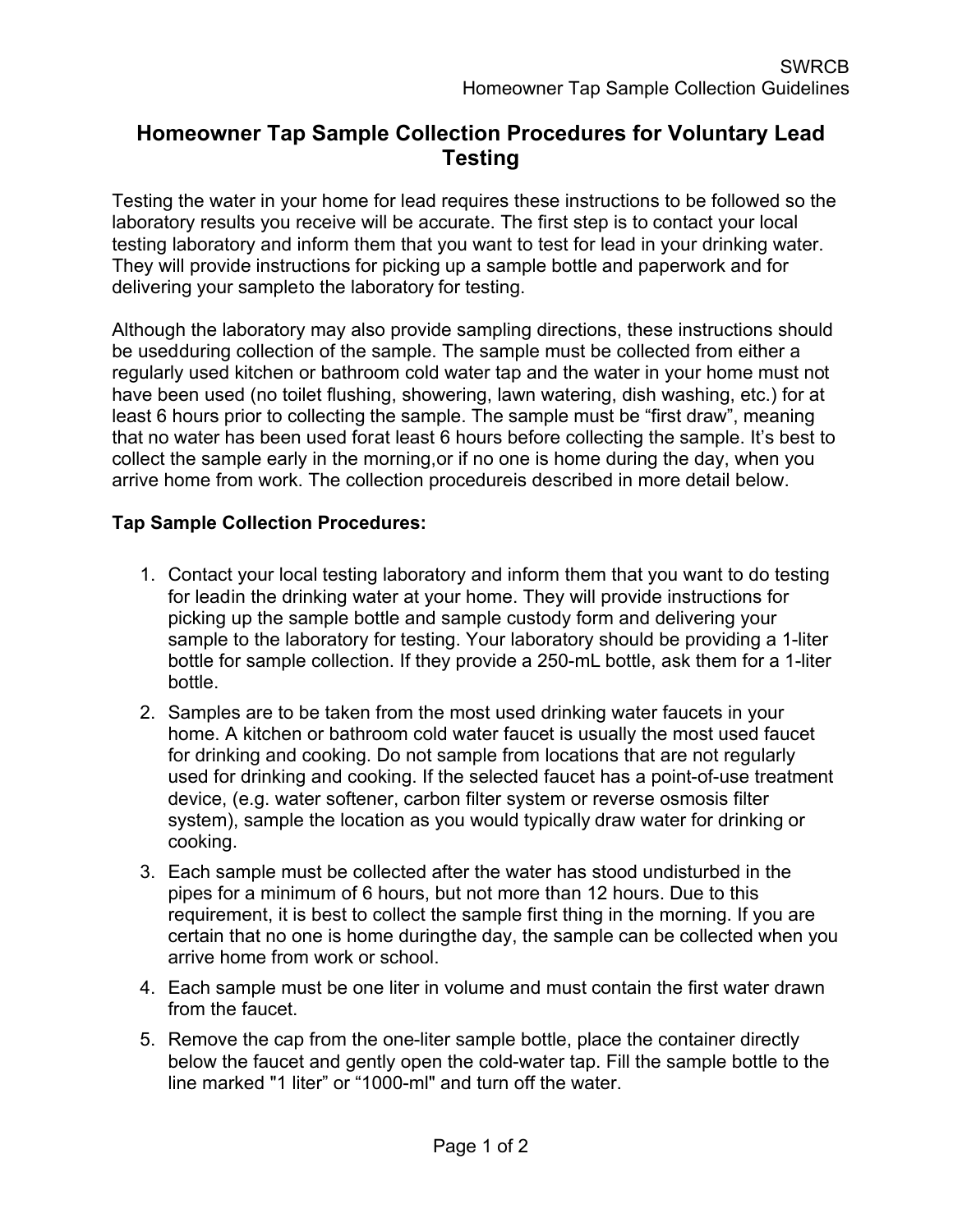# Homeowner Tap Sample Collection Procedures for Voluntary Lead Testing

Testing the water in your home for lead requires these instructions to be followed so the laboratory results you receive will be accurate. The first step is to contact your local testing laboratory and inform them that you want to test for lead in your drinking water. They will provide instructions for picking up a sample bottle and paperwork and for delivering your sampleto the laboratory for testing.

Although the laboratory may also provide sampling directions, these instructions should be usedduring collection of the sample. The sample must be collected from either a regularly used kitchen or bathroom cold water tap and the water in your home must not have been used (no toilet flushing, showering, lawn watering, dish washing, etc.) for at least 6 hours prior to collecting the sample. The sample must be "first draw", meaning that no water has been used forat least 6 hours before collecting the sample. It's best to collect the sample early in the morning,or if no one is home during the day, when you arrive home from work. The collection procedureis described in more detail below.

**Tap Sample Collection Procedures:**

1. Contact your local testing laboratory and inform them that you want to do testing for leadin the drinking water at your home. They will provide instructions for picking up the sample bottle and sample custody form and delivering your sample to the laboratory for testing. Your laboratory should be providing a 1-liter bottle for sample collection. If they provide a 250-mL bottle, ask them for a 1-liter bottle.
2. Samples are to be taken from the most used drinking water faucets in your home. A kitchen or bathroom cold water faucet is usually the most used faucet for drinking and cooking. Do not sample from locations that are not regularly used for drinking and cooking. If the selected faucet has a point-of-use treatment device, (e.g. water softener, carbon filter system or reverse osmosis filter system), sample the location as you would typically draw water for drinking or cooking.
3. Each sample must be collected after the water has stood undisturbed in the pipes for a minimum of 6 hours, but not more than 12 hours. Due to this requirement, it is best to collect the sample first thing in the morning. If you are certain that no one is home duringthe day, the sample can be collected when you arrive home from work or school.
4. Each sample must be one liter in volume and must contain the first water drawn from the faucet.
5. Remove the cap from the one-liter sample bottle, place the container directly below the faucet and gently open the cold-water tap. Fill the sample bottle to the line marked "1 liter" or "1000-ml" and turn off the water.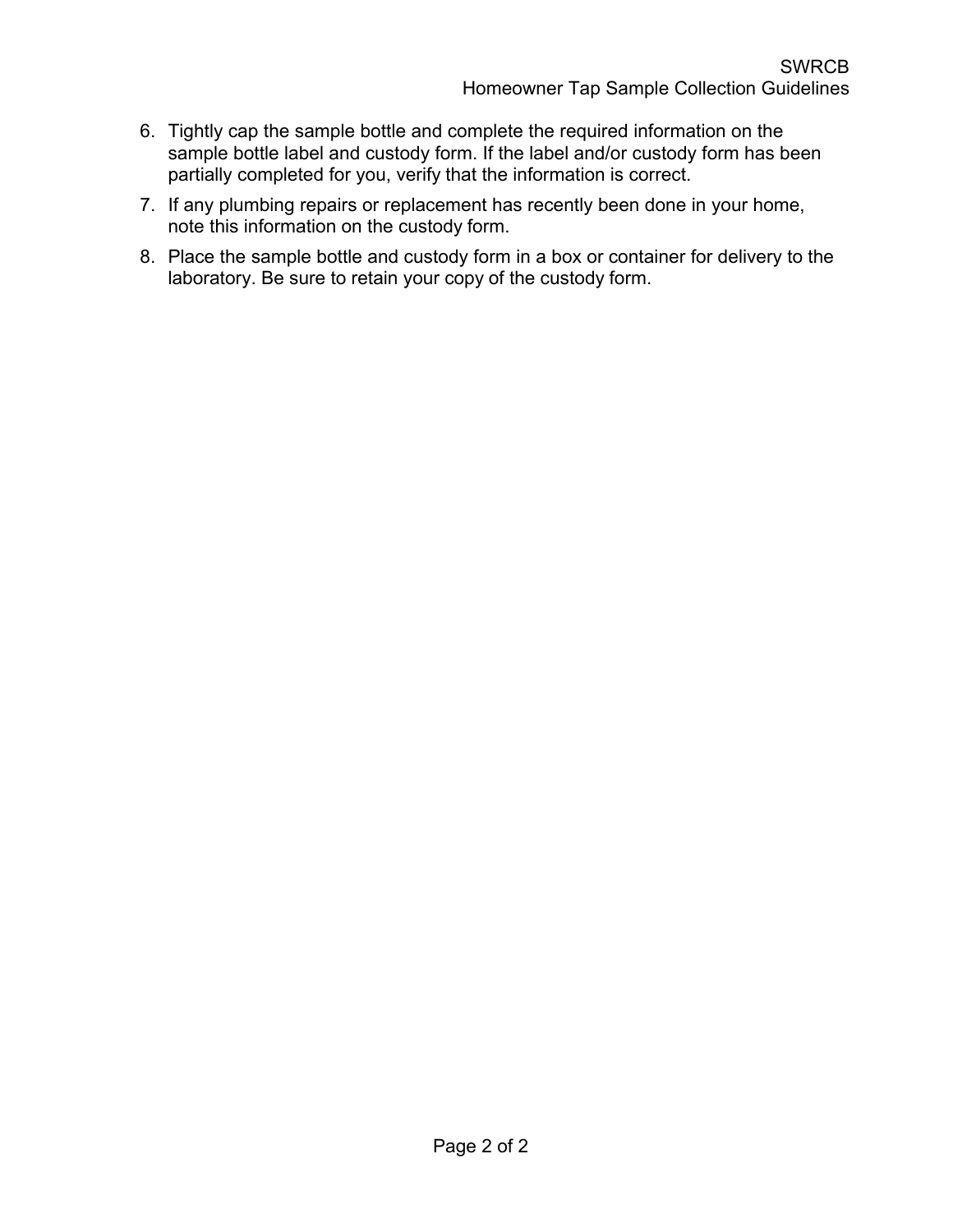6. Tightly cap the sample bottle and complete the required information on the sample bottle label and custody form. If the label and/or custody form has been partially completed for you, verify that the information is correct.
7. If any plumbing repairs or replacement has recently been done in your home, note this information on the custody form.
8. Place the sample bottle and custody form in a box or container for delivery to the laboratory. Be sure to retain your copy of the custody form.